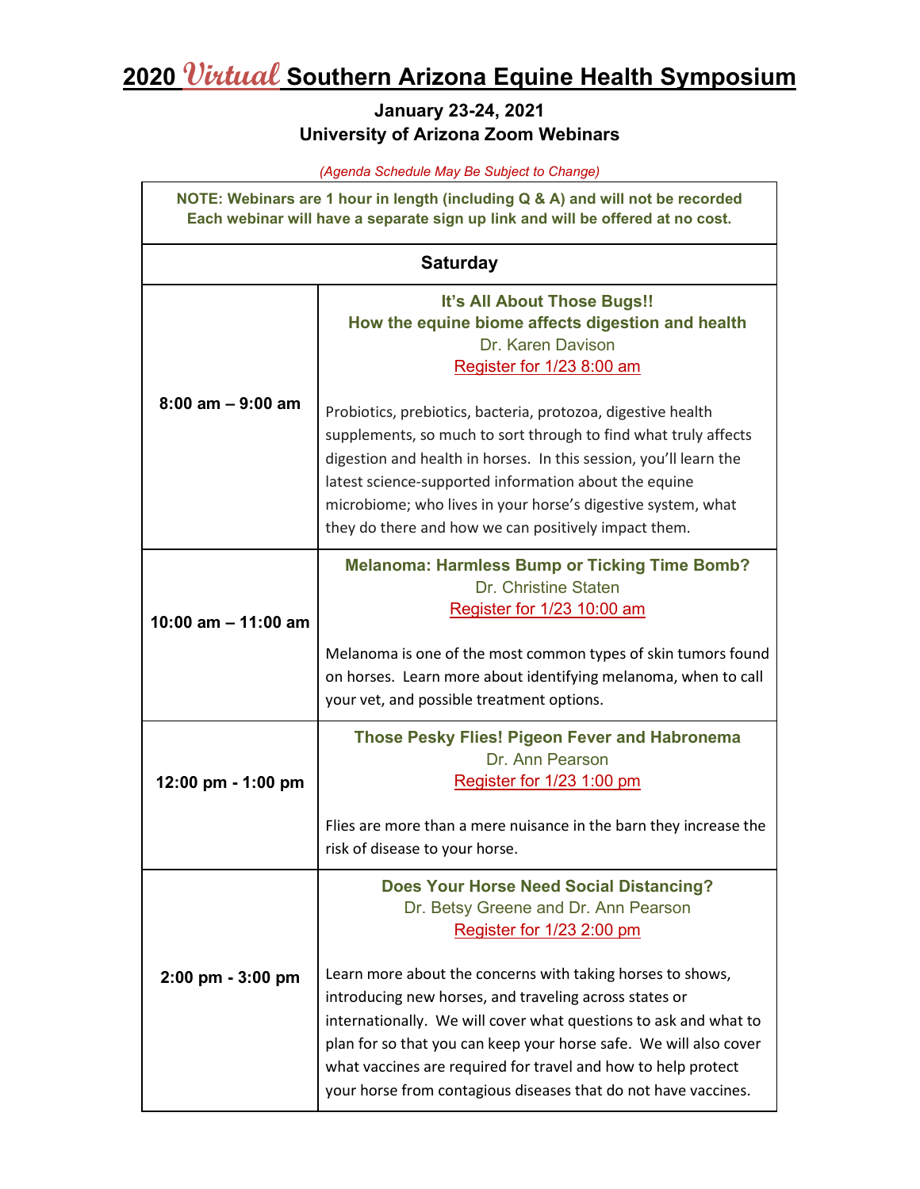# 2020 *Virtual* Southern Arizona Equine Health Symposium

### January 23-24, 2021
### University of Arizona Zoom Webinars

*(Agenda Schedule May Be Subject to Change)*

**NOTE: Webinars are 1 hour in length (including Q & A) and will not be recorded**
**Each webinar will have a separate sign up link and will be offered at no cost.**

| **Saturday** | |
|---|---|
| **8:00 am – 9:00 am** | **It's All About Those Bugs!!**<br>**How the equine biome affects digestion and health**<br>Dr. Karen Davison<br>Register for 1/23 8:00 am<br><br>Probiotics, prebiotics, bacteria, protozoa, digestive health supplements, so much to sort through to find what truly affects digestion and health in horses. In this session, you'll learn the latest science-supported information about the equine microbiome; who lives in your horse's digestive system, what they do there and how we can positively impact them. |
| **10:00 am – 11:00 am** | **Melanoma: Harmless Bump or Ticking Time Bomb?**<br>Dr. Christine Staten<br>Register for 1/23 10:00 am<br><br>Melanoma is one of the most common types of skin tumors found on horses. Learn more about identifying melanoma, when to call your vet, and possible treatment options. |
| **12:00 pm - 1:00 pm** | **Those Pesky Flies! Pigeon Fever and Habronema**<br>Dr. Ann Pearson<br>Register for 1/23 1:00 pm<br><br>Flies are more than a mere nuisance in the barn they increase the risk of disease to your horse. |
| **2:00 pm - 3:00 pm** | **Does Your Horse Need Social Distancing?**<br>Dr. Betsy Greene and Dr. Ann Pearson<br>Register for 1/23 2:00 pm<br><br>Learn more about the concerns with taking horses to shows, introducing new horses, and traveling across states or internationally. We will cover what questions to ask and what to plan for so that you can keep your horse safe. We will also cover what vaccines are required for travel and how to help protect your horse from contagious diseases that do not have vaccines. |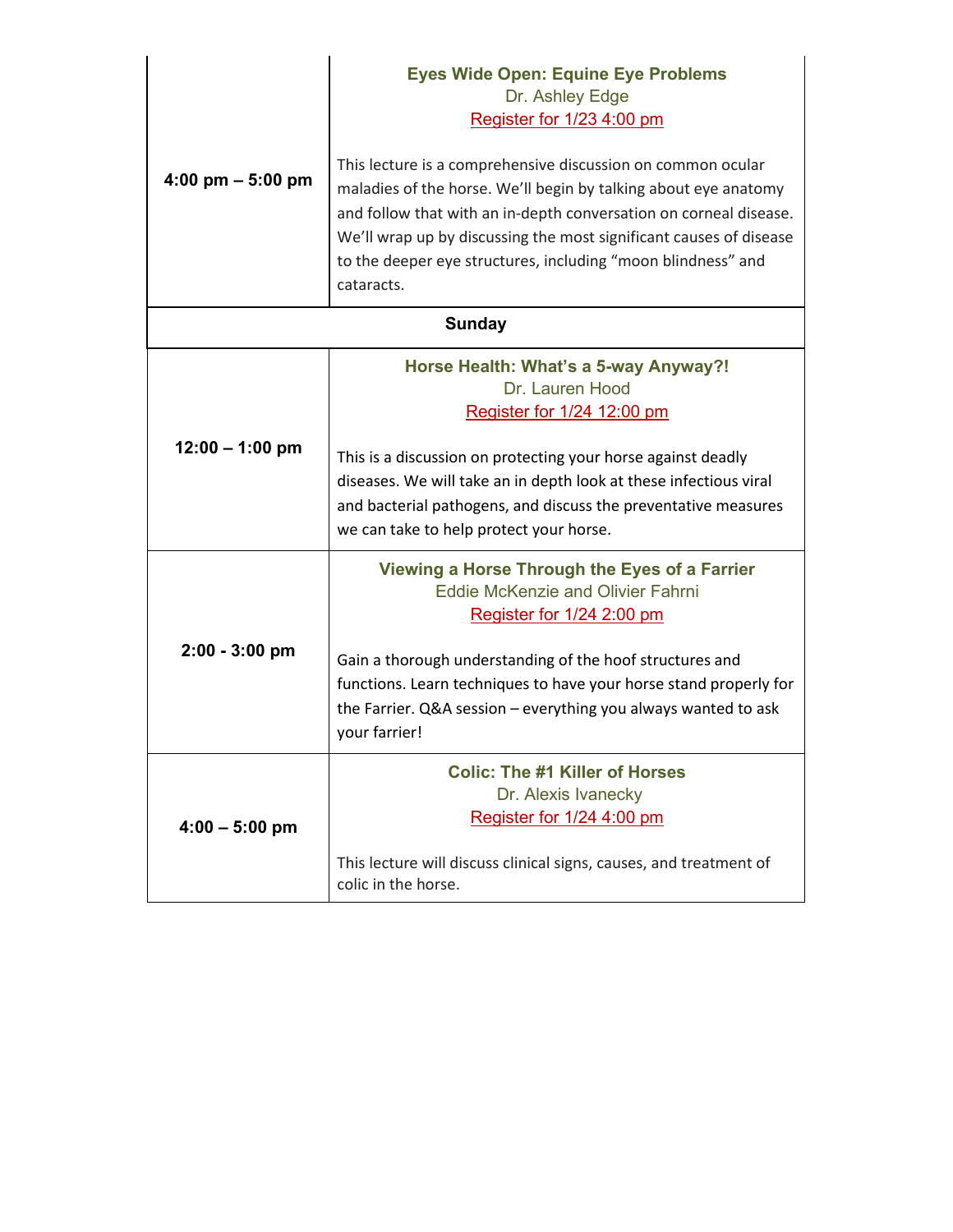| | |
|---|---|
| **4:00 pm – 5:00 pm** | **Eyes Wide Open: Equine Eye Problems**<br>Dr. Ashley Edge<br>Register for 1/23 4:00 pm<br><br>This lecture is a comprehensive discussion on common ocular maladies of the horse. We'll begin by talking about eye anatomy and follow that with an in-depth conversation on corneal disease. We'll wrap up by discussing the most significant causes of disease to the deeper eye structures, including "moon blindness" and cataracts. |
| **Sunday** | |
| **12:00 – 1:00 pm** | **Horse Health: What's a 5-way Anyway?!**<br>Dr. Lauren Hood<br>Register for 1/24 12:00 pm<br><br>This is a discussion on protecting your horse against deadly diseases. We will take an in depth look at these infectious viral and bacterial pathogens, and discuss the preventative measures we can take to help protect your horse. |
| **2:00 - 3:00 pm** | **Viewing a Horse Through the Eyes of a Farrier**<br>Eddie McKenzie and Olivier Fahrni<br>Register for 1/24 2:00 pm<br><br>Gain a thorough understanding of the hoof structures and functions. Learn techniques to have your horse stand properly for the Farrier. Q&A session – everything you always wanted to ask your farrier! |
| **4:00 – 5:00 pm** | **Colic: The #1 Killer of Horses**<br>Dr. Alexis Ivanecky<br>Register for 1/24 4:00 pm<br><br>This lecture will discuss clinical signs, causes, and treatment of colic in the horse. |